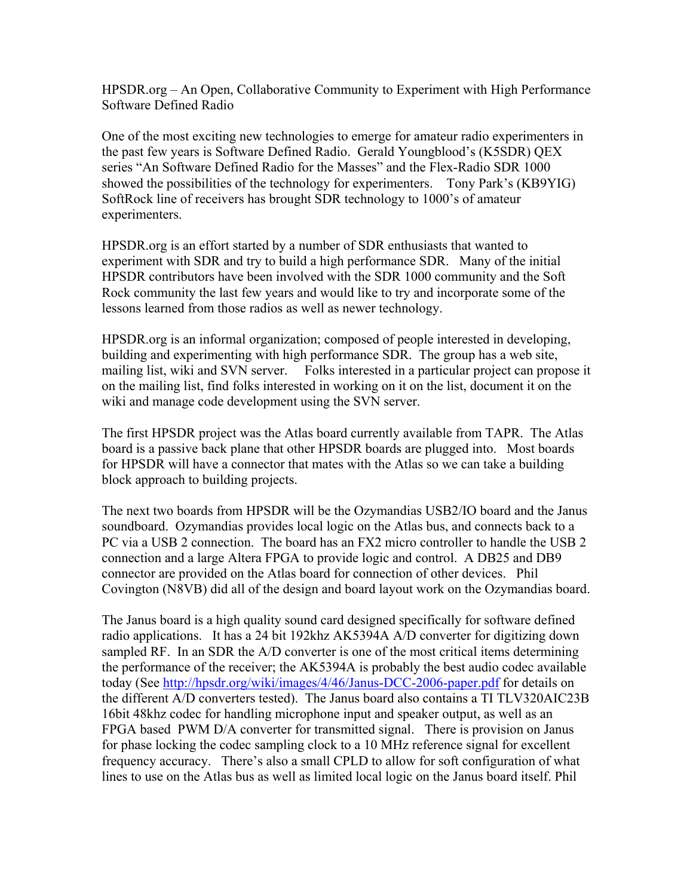HPSDR.org – An Open, Collaborative Community to Experiment with High Performance Software Defined Radio

One of the most exciting new technologies to emerge for amateur radio experimenters in the past few years is Software Defined Radio. Gerald Youngblood's (K5SDR) QEX series "An Software Defined Radio for the Masses" and the Flex-Radio SDR 1000 showed the possibilities of the technology for experimenters. Tony Park's (KB9YIG) SoftRock line of receivers has brought SDR technology to 1000's of amateur experimenters.

HPSDR.org is an effort started by a number of SDR enthusiasts that wanted to experiment with SDR and try to build a high performance SDR. Many of the initial HPSDR contributors have been involved with the SDR 1000 community and the Soft Rock community the last few years and would like to try and incorporate some of the lessons learned from those radios as well as newer technology.

HPSDR.org is an informal organization; composed of people interested in developing, building and experimenting with high performance SDR. The group has a web site, mailing list, wiki and SVN server. Folks interested in a particular project can propose it on the mailing list, find folks interested in working on it on the list, document it on the wiki and manage code development using the SVN server.

The first HPSDR project was the Atlas board currently available from TAPR. The Atlas board is a passive back plane that other HPSDR boards are plugged into. Most boards for HPSDR will have a connector that mates with the Atlas so we can take a building block approach to building projects.

The next two boards from HPSDR will be the Ozymandias USB2/IO board and the Janus soundboard. Ozymandias provides local logic on the Atlas bus, and connects back to a PC via a USB 2 connection. The board has an FX2 micro controller to handle the USB 2 connection and a large Altera FPGA to provide logic and control. A DB25 and DB9 connector are provided on the Atlas board for connection of other devices. Phil Covington (N8VB) did all of the design and board layout work on the Ozymandias board.

The Janus board is a high quality sound card designed specifically for software defined radio applications. It has a 24 bit 192khz AK5394A A/D converter for digitizing down sampled RF. In an SDR the A/D converter is one of the most critical items determining the performance of the receiver; the AK5394A is probably the best audio codec available today (See [http://hpsdr.org/wiki/images/4/46/Janus-DCC-2006-paper.pdf](http://hpsdr.org/wiki/images/4/46/Janus-DCC-2006-paper.pdf) for details on the different A/D converters tested). The Janus board also contains a TI TLV320AIC23B 16bit 48khz codec for handling microphone input and speaker output, as well as an FPGA based PWM D/A converter for transmitted signal. There is provision on Janus for phase locking the codec sampling clock to a 10 MHz reference signal for excellent frequency accuracy. There's also a small CPLD to allow for soft configuration of what lines to use on the Atlas bus as well as limited local logic on the Janus board itself. Phil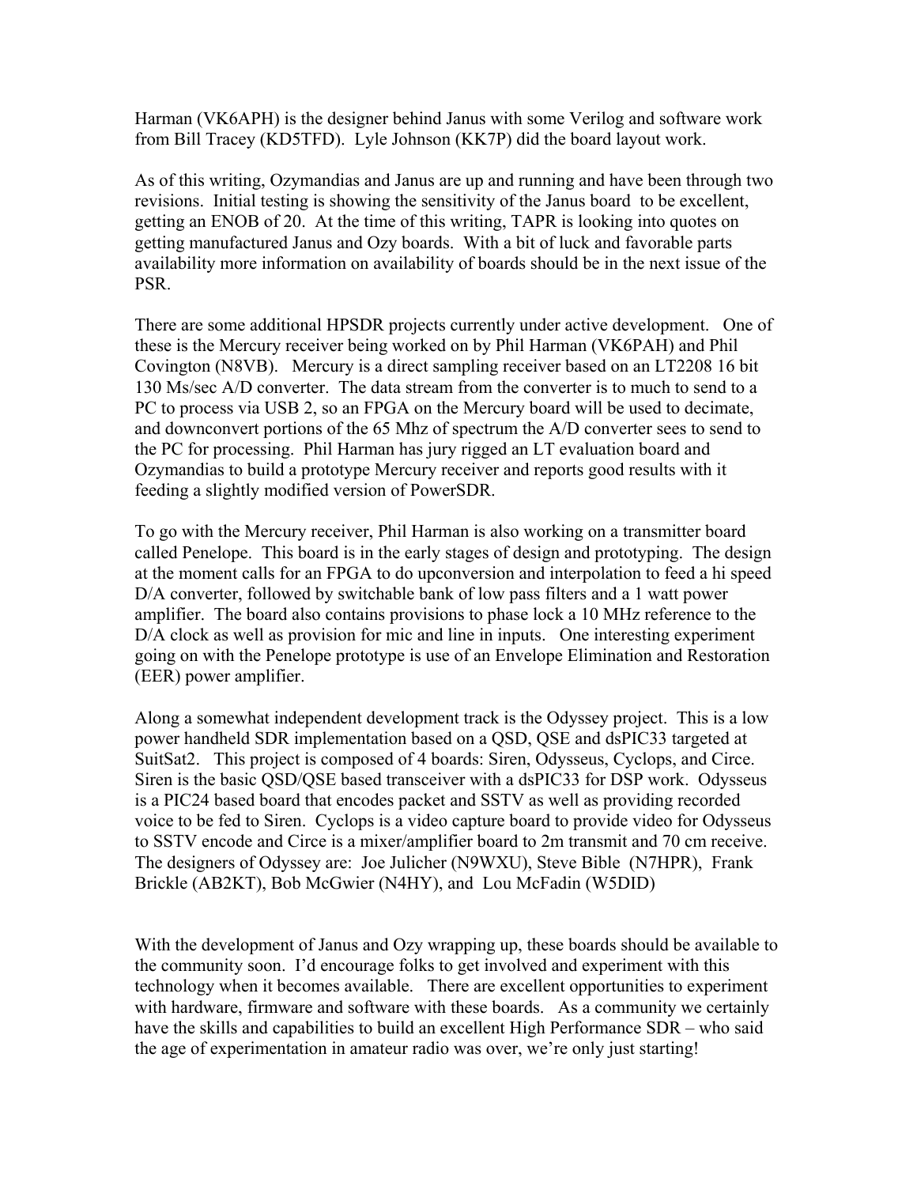Harman (VK6APH) is the designer behind Janus with some Verilog and software work from Bill Tracey (KD5TFD). Lyle Johnson (KK7P) did the board layout work.

As of this writing, Ozymandias and Janus are up and running and have been through two revisions. Initial testing is showing the sensitivity of the Janus board to be excellent, getting an ENOB of 20. At the time of this writing, TAPR is looking into quotes on getting manufactured Janus and Ozy boards. With a bit of luck and favorable parts availability more information on availability of boards should be in the next issue of the PSR.

There are some additional HPSDR projects currently under active development. One of these is the Mercury receiver being worked on by Phil Harman (VK6PAH) and Phil Covington (N8VB). Mercury is a direct sampling receiver based on an LT2208 16 bit 130 Ms/sec A/D converter. The data stream from the converter is to much to send to a PC to process via USB 2, so an FPGA on the Mercury board will be used to decimate, and downconvert portions of the 65 Mhz of spectrum the A/D converter sees to send to the PC for processing. Phil Harman has jury rigged an LT evaluation board and Ozymandias to build a prototype Mercury receiver and reports good results with it feeding a slightly modified version of PowerSDR.

To go with the Mercury receiver, Phil Harman is also working on a transmitter board called Penelope. This board is in the early stages of design and prototyping. The design at the moment calls for an FPGA to do upconversion and interpolation to feed a hi speed D/A converter, followed by switchable bank of low pass filters and a 1 watt power amplifier. The board also contains provisions to phase lock a 10 MHz reference to the D/A clock as well as provision for mic and line in inputs. One interesting experiment going on with the Penelope prototype is use of an Envelope Elimination and Restoration (EER) power amplifier.

Along a somewhat independent development track is the Odyssey project. This is a low power handheld SDR implementation based on a QSD, QSE and dsPIC33 targeted at SuitSat2. This project is composed of 4 boards: Siren, Odysseus, Cyclops, and Circe. Siren is the basic QSD/QSE based transceiver with a dsPIC33 for DSP work. Odysseus is a PIC24 based board that encodes packet and SSTV as well as providing recorded voice to be fed to Siren. Cyclops is a video capture board to provide video for Odysseus to SSTV encode and Circe is a mixer/amplifier board to 2m transmit and 70 cm receive. The designers of Odyssey are: Joe Julicher (N9WXU), Steve Bible (N7HPR), Frank Brickle (AB2KT), Bob McGwier (N4HY), and Lou McFadin (W5DID)

With the development of Janus and Ozy wrapping up, these boards should be available to the community soon. I'd encourage folks to get involved and experiment with this technology when it becomes available. There are excellent opportunities to experiment with hardware, firmware and software with these boards. As a community we certainly have the skills and capabilities to build an excellent High Performance SDR – who said the age of experimentation in amateur radio was over, we're only just starting!